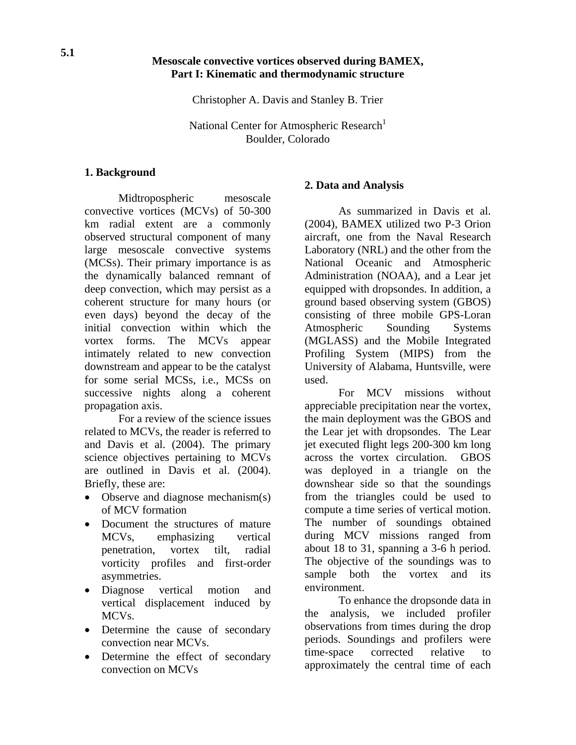5.1

# Mesoscale convective vortices observed during BAMEX, Part I: Kinematic and thermodynamic structure

Christopher A. Davis and Stanley B. Trier

National Center for Atmospheric Research[1]
Boulder, Colorado

## 1. Background

Midtropospheric mesoscale convective vortices (MCVs) of 50-300 km radial extent are a commonly observed structural component of many large mesoscale convective systems (MCSs). Their primary importance is as the dynamically balanced remnant of deep convection, which may persist as a coherent structure for many hours (or even days) beyond the decay of the initial convection within which the vortex forms. The MCVs appear intimately related to new convection downstream and appear to be the catalyst for some serial MCSs, i.e., MCSs on successive nights along a coherent propagation axis.

For a review of the science issues related to MCVs, the reader is referred to and Davis et al. (2004). The primary science objectives pertaining to MCVs are outlined in Davis et al. (2004). Briefly, these are:

- Observe and diagnose mechanism(s) of MCV formation
- Document the structures of mature MCVs, emphasizing vertical penetration, vortex tilt, radial vorticity profiles and first-order asymmetries.
- Diagnose vertical motion and vertical displacement induced by MCVs.
- Determine the cause of secondary convection near MCVs.
- Determine the effect of secondary convection on MCVs

## 2. Data and Analysis

As summarized in Davis et al. (2004), BAMEX utilized two P-3 Orion aircraft, one from the Naval Research Laboratory (NRL) and the other from the National Oceanic and Atmospheric Administration (NOAA), and a Lear jet equipped with dropsondes. In addition, a ground based observing system (GBOS) consisting of three mobile GPS-Loran Atmospheric Sounding Systems (MGLASS) and the Mobile Integrated Profiling System (MIPS) from the University of Alabama, Huntsville, were used.

For MCV missions without appreciable precipitation near the vortex, the main deployment was the GBOS and the Lear jet with dropsondes. The Lear jet executed flight legs 200-300 km long across the vortex circulation. GBOS was deployed in a triangle on the downshear side so that the soundings from the triangles could be used to compute a time series of vertical motion. The number of soundings obtained during MCV missions ranged from about 18 to 31, spanning a 3-6 h period. The objective of the soundings was to sample both the vortex and its environment.

To enhance the dropsonde data in the analysis, we included profiler observations from times during the drop periods. Soundings and profilers were time-space corrected relative to approximately the central time of each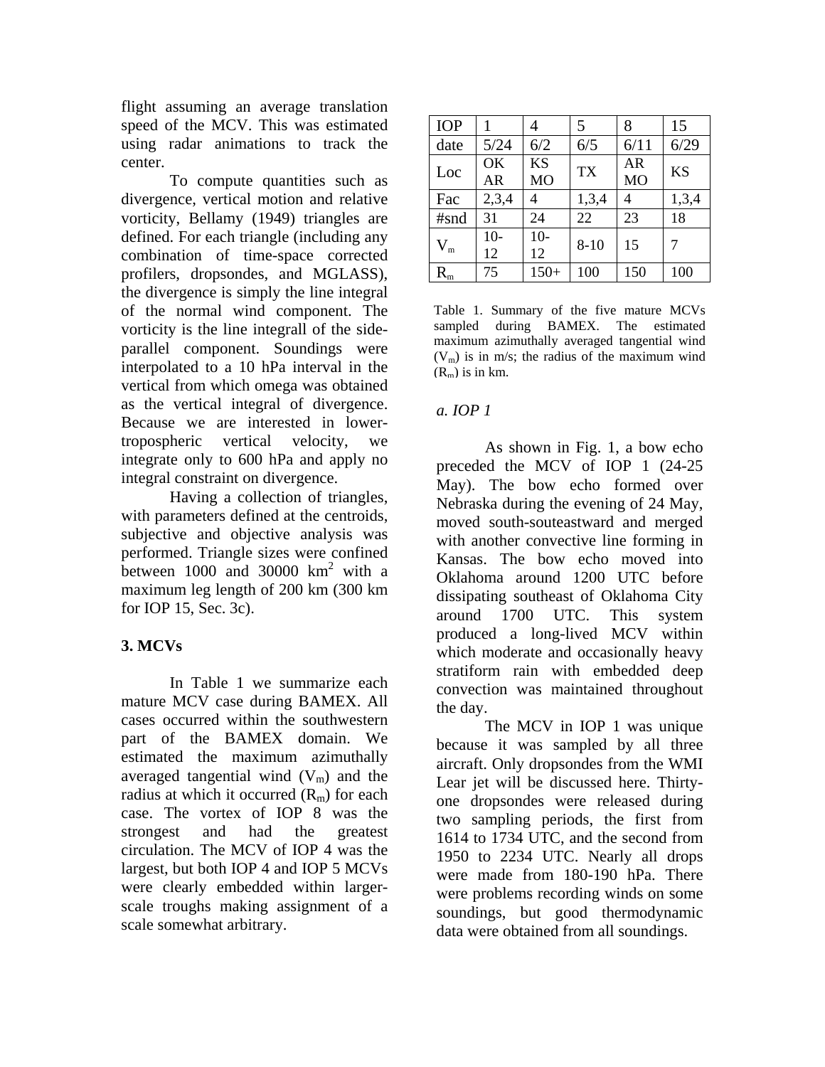flight assuming an average translation speed of the MCV. This was estimated using radar animations to track the center.

To compute quantities such as divergence, vertical motion and relative vorticity, Bellamy (1949) triangles are defined. For each triangle (including any combination of time-space corrected profilers, dropsondes, and MGLASS), the divergence is simply the line integral of the normal wind component. The vorticity is the line integrall of the side-parallel component. Soundings were interpolated to a 10 hPa interval in the vertical from which omega was obtained as the vertical integral of divergence. Because we are interested in lower-tropospheric vertical velocity, we integrate only to 600 hPa and apply no integral constraint on divergence.

Having a collection of triangles, with parameters defined at the centroids, subjective and objective analysis was performed. Triangle sizes were confined between 1000 and 30000 km$^2$ with a maximum leg length of 200 km (300 km for IOP 15, Sec. 3c).

## 3. MCVs

In Table 1 we summarize each mature MCV case during BAMEX. All cases occurred within the southwestern part of the BAMEX domain. We estimated the maximum azimuthally averaged tangential wind ($V_m$) and the radius at which it occurred ($R_m$) for each case. The vortex of IOP 8 was the strongest and had the greatest circulation. The MCV of IOP 4 was the largest, but both IOP 4 and IOP 5 MCVs were clearly embedded within larger-scale troughs making assignment of a scale somewhat arbitrary.

| IOP | 1 | 4 | 5 | 8 | 15 |
|---|---|---|---|---|---|
| date | 5/24 | 6/2 | 6/5 | 6/11 | 6/29 |
| Loc | OK AR | KS MO | TX | AR MO | KS |
| Fac | 2,3,4 | 4 | 1,3,4 | 4 | 1,3,4 |
| #snd | 31 | 24 | 22 | 23 | 18 |
| $V_m$ | 10-12 | 10-12 | 8-10 | 15 | 7 |
| $R_m$ | 75 | 150+ | 100 | 150 | 100 |

Table 1. Summary of the five mature MCVs sampled during BAMEX. The estimated maximum azimuthally averaged tangential wind ($V_m$) is in m/s; the radius of the maximum wind ($R_m$) is in km.

### *a. IOP 1*

As shown in Fig. 1, a bow echo preceded the MCV of IOP 1 (24-25 May). The bow echo formed over Nebraska during the evening of 24 May, moved south-souteastward and merged with another convective line forming in Kansas. The bow echo moved into Oklahoma around 1200 UTC before dissipating southeast of Oklahoma City around 1700 UTC. This system produced a long-lived MCV within which moderate and occasionally heavy stratiform rain with embedded deep convection was maintained throughout the day.

The MCV in IOP 1 was unique because it was sampled by all three aircraft. Only dropsondes from the WMI Lear jet will be discussed here. Thirty-one dropsondes were released during two sampling periods, the first from 1614 to 1734 UTC, and the second from 1950 to 2234 UTC. Nearly all drops were made from 180-190 hPa. There were problems recording winds on some soundings, but good thermodynamic data were obtained from all soundings.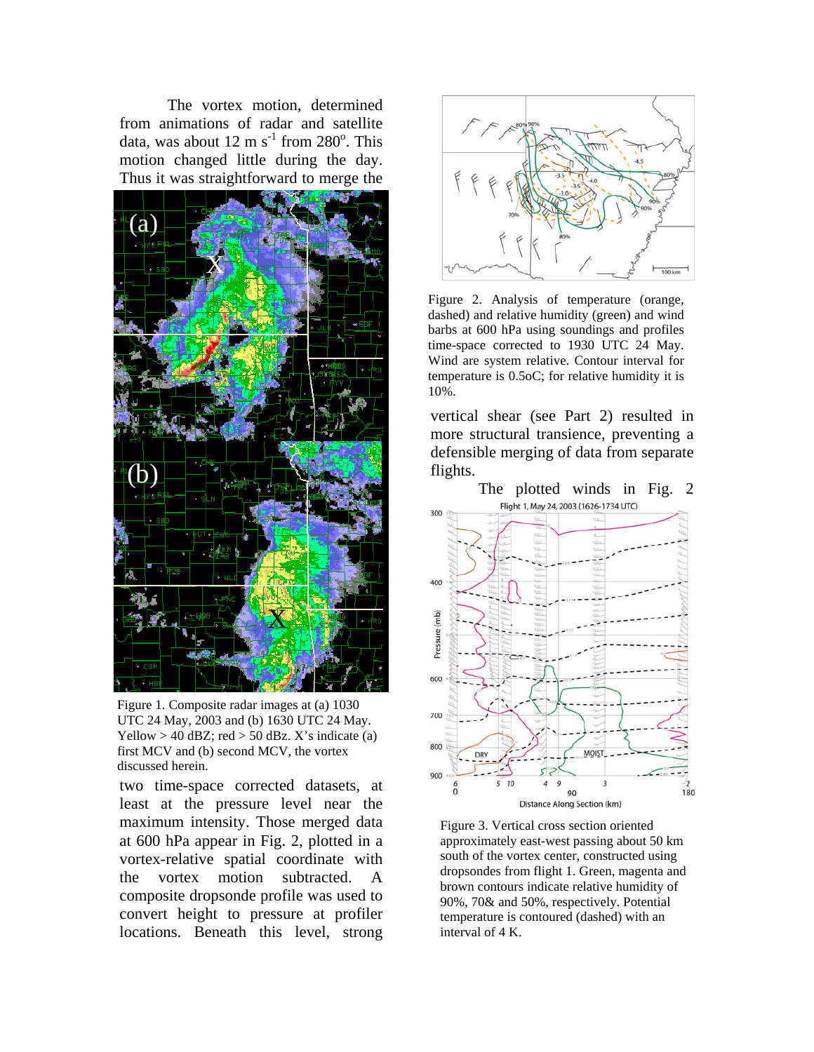The vortex motion, determined from animations of radar and satellite data, was about 12 m s$^{-1}$ from 280$^{o}$. This motion changed little during the day. Thus it was straightforward to merge the two time-space corrected datasets, at least at the pressure level near the maximum intensity. Those merged data at 600 hPa appear in Fig. 2, plotted in a vortex-relative spatial coordinate with the vortex motion subtracted. A composite dropsonde profile was used to convert height to pressure at profiler locations. Beneath this level, strong vertical shear (see Part 2) resulted in more structural transience, preventing a defensible merging of data from separate flights.

Figure 1. Composite radar images at (a) 1030 UTC 24 May, 2003 and (b) 1630 UTC 24 May. Yellow > 40 dBZ; red > 50 dBZ. X's indicate (a) first MCV and (b) second MCV, the vortex discussed herein.

Figure 2. Analysis of temperature (orange, dashed) and relative humidity (green) and wind barbs at 600 hPa using soundings and profiles time-space corrected to 1930 UTC 24 May. Wind are system relative. Contour interval for temperature is 0.5oC; for relative humidity it is 10%.

The plotted winds in Fig. 2

Figure 3. Vertical cross section oriented approximately east-west passing about 50 km south of the vortex center, constructed using dropsondes from flight 1. Green, magenta and brown contours indicate relative humidity of 90%, 70& and 50%, respectively. Potential temperature is contoured (dashed) with an interval of 4 K.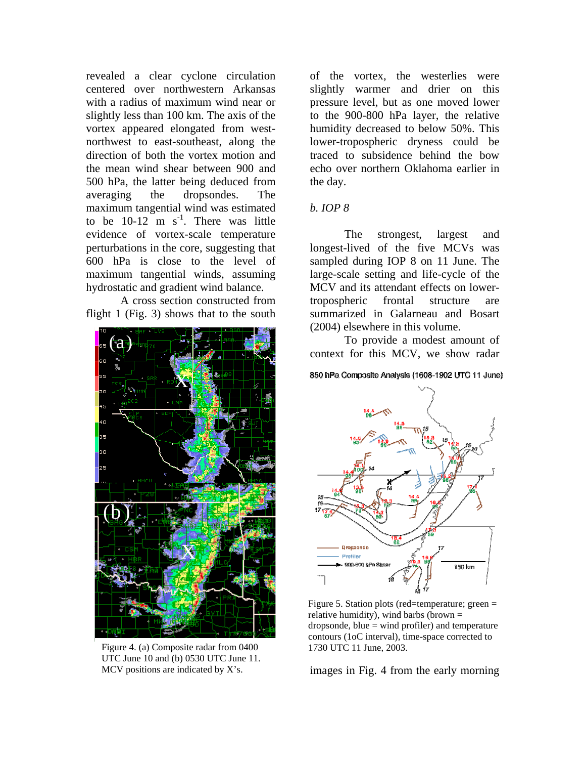revealed a clear cyclone circulation centered over northwestern Arkansas with a radius of maximum wind near or slightly less than 100 km. The axis of the vortex appeared elongated from west-northwest to east-southeast, along the direction of both the vortex motion and the mean wind shear between 900 and 500 hPa, the latter being deduced from averaging the dropsondes. The maximum tangential wind was estimated to be 10-12 m $s^{-1}$. There was little evidence of vortex-scale temperature perturbations in the core, suggesting that 600 hPa is close to the level of maximum tangential winds, assuming hydrostatic and gradient wind balance.

A cross section constructed from flight 1 (Fig. 3) shows that to the south of the vortex, the westerlies were slightly warmer and drier on this pressure level, but as one moved lower to the 900-800 hPa layer, the relative humidity decreased to below 50%. This lower-tropospheric dryness could be traced to subsidence behind the bow echo over northern Oklahoma earlier in the day.

Figure 4. (a) Composite radar from 0400 UTC June 10 and (b) 0530 UTC June 11. MCV positions are indicated by X's.

*b. IOP 8*

The strongest, largest and longest-lived of the five MCVs was sampled during IOP 8 on 11 June. The large-scale setting and life-cycle of the MCV and its attendant effects on lower-tropospheric frontal structure are summarized in Galarneau and Bosart (2004) elsewhere in this volume.

To provide a modest amount of context for this MCV, we show radar

Figure 5. Station plots (red=temperature; green = relative humidity), wind barbs (brown = dropsonde, blue = wind profiler) and temperature contours (1oC interval), time-space corrected to 1730 UTC 11 June, 2003.

images in Fig. 4 from the early morning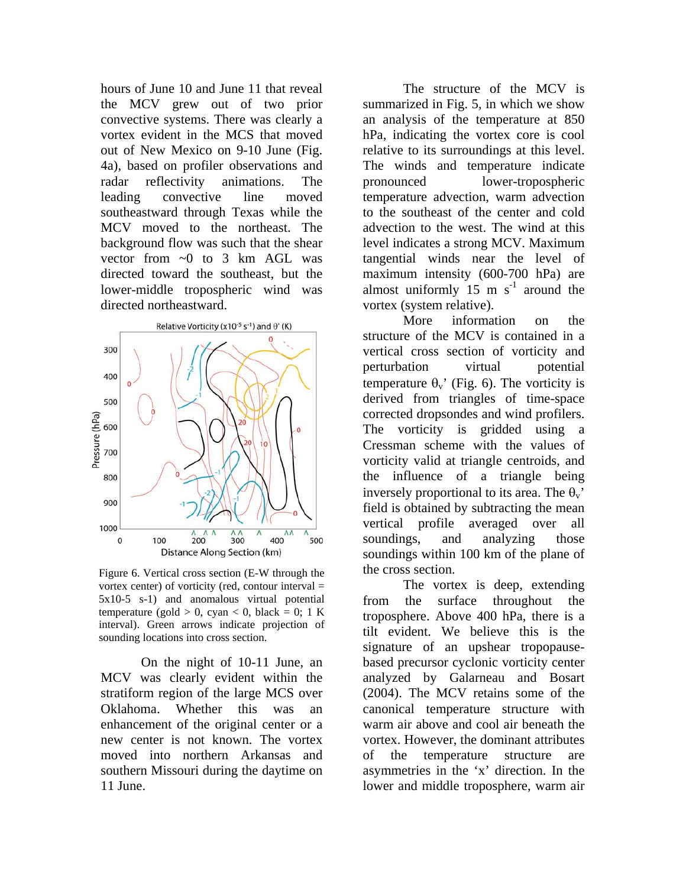hours of June 10 and June 11 that reveal the MCV grew out of two prior convective systems. There was clearly a vortex evident in the MCS that moved out of New Mexico on 9-10 June (Fig. 4a), based on profiler observations and radar reflectivity animations. The leading convective line moved southeastward through Texas while the MCV moved to the northeast. The background flow was such that the shear vector from ~0 to 3 km AGL was directed toward the southeast, but the lower-middle tropospheric wind was directed northeastward.

Figure 6. Vertical cross section (E-W through the vortex center) of vorticity (red, contour interval = 5x10-5 s-1) and anomalous virtual potential temperature (gold > 0, cyan < 0, black = 0; 1 K interval). Green arrows indicate projection of sounding locations into cross section.

On the night of 10-11 June, an MCV was clearly evident within the stratiform region of the large MCS over Oklahoma. Whether this was an enhancement of the original center or a new center is not known. The vortex moved into northern Arkansas and southern Missouri during the daytime on 11 June.

The structure of the MCV is summarized in Fig. 5, in which we show an analysis of the temperature at 850 hPa, indicating the vortex core is cool relative to its surroundings at this level. The winds and temperature indicate pronounced lower-tropospheric temperature advection, warm advection to the southeast of the center and cold advection to the west. The wind at this level indicates a strong MCV. Maximum tangential winds near the level of maximum intensity (600-700 hPa) are almost uniformly 15 m $s^{-1}$ around the vortex (system relative).

More information on the structure of the MCV is contained in a vertical cross section of vorticity and perturbation virtual potential temperature $\theta_v$' (Fig. 6). The vorticity is derived from triangles of time-space corrected dropsondes and wind profilers. The vorticity is gridded using a Cressman scheme with the values of vorticity valid at triangle centroids, and the influence of a triangle being inversely proportional to its area. The $\theta_v$' field is obtained by subtracting the mean vertical profile averaged over all soundings, and analyzing those soundings within 100 km of the plane of the cross section.

The vortex is deep, extending from the surface throughout the troposphere. Above 400 hPa, there is a tilt evident. We believe this is the signature of an upshear tropopause-based precursor cyclonic vorticity center analyzed by Galarneau and Bosart (2004). The MCV retains some of the canonical temperature structure with warm air above and cool air beneath the vortex. However, the dominant attributes of the temperature structure are asymmetries in the 'x' direction. In the lower and middle troposphere, warm air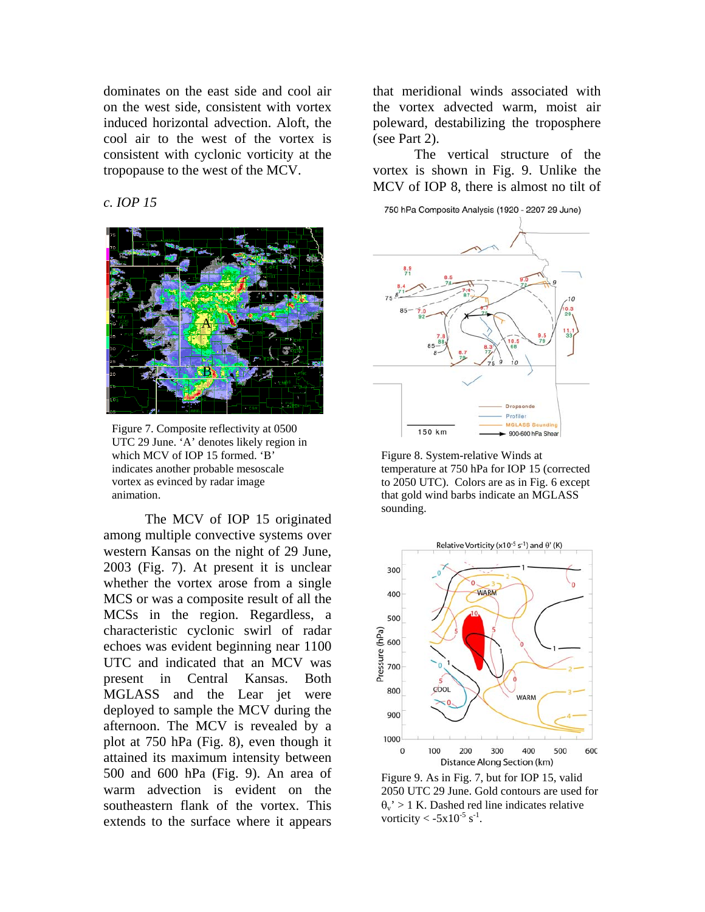dominates on the east side and cool air on the west side, consistent with vortex induced horizontal advection. Aloft, the cool air to the west of the vortex is consistent with cyclonic vorticity at the tropopause to the west of the MCV.

### *c. IOP 15*

Figure 7. Composite reflectivity at 0500 UTC 29 June. 'A' denotes likely region in which MCV of IOP 15 formed. 'B' indicates another probable mesoscale vortex as evinced by radar image animation.

The MCV of IOP 15 originated among multiple convective systems over western Kansas on the night of 29 June, 2003 (Fig. 7). At present it is unclear whether the vortex arose from a single MCS or was a composite result of all the MCSs in the region. Regardless, a characteristic cyclonic swirl of radar echoes was evident beginning near 1100 UTC and indicated that an MCV was present in Central Kansas. Both MGLASS and the Lear jet were deployed to sample the MCV during the afternoon. The MCV is revealed by a plot at 750 hPa (Fig. 8), even though it attained its maximum intensity between 500 and 600 hPa (Fig. 9). An area of warm advection is evident on the southeastern flank of the vortex. This extends to the surface where it appears that meridional winds associated with the vortex advected warm, moist air poleward, destabilizing the troposphere (see Part 2).

The vertical structure of the vortex is shown in Fig. 9. Unlike the MCV of IOP 8, there is almost no tilt of

Figure 8. System-relative Winds at temperature at 750 hPa for IOP 15 (corrected to 2050 UTC). Colors are as in Fig. 6 except that gold wind barbs indicate an MGLASS sounding.

Figure 9. As in Fig. 7, but for IOP 15, valid 2050 UTC 29 June. Gold contours are used for $\theta_v' > 1$ K. Dashed red line indicates relative vorticity $< -5\times10^{-5}$ s$^{-1}$.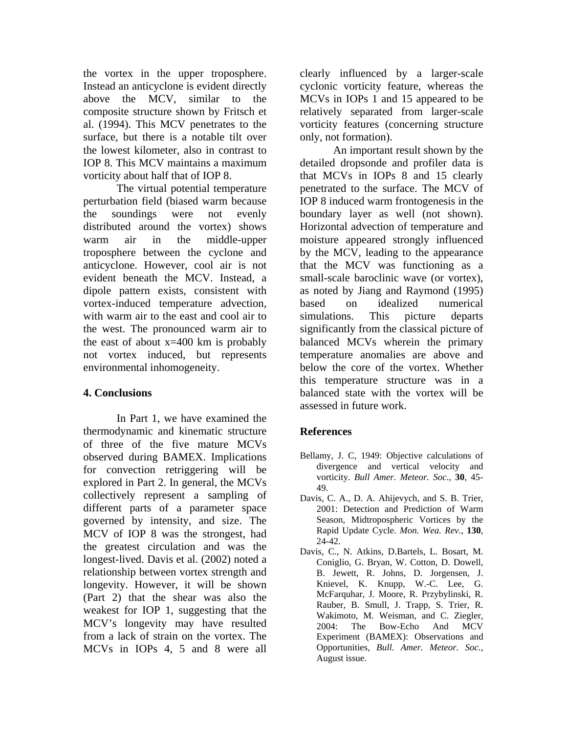the vortex in the upper troposphere. Instead an anticyclone is evident directly above the MCV, similar to the composite structure shown by Fritsch et al. (1994). This MCV penetrates to the surface, but there is a notable tilt over the lowest kilometer, also in contrast to IOP 8. This MCV maintains a maximum vorticity about half that of IOP 8.

The virtual potential temperature perturbation field (biased warm because the soundings were not evenly distributed around the vortex) shows warm air in the middle-upper troposphere between the cyclone and anticyclone. However, cool air is not evident beneath the MCV. Instead, a dipole pattern exists, consistent with vortex-induced temperature advection, with warm air to the east and cool air to the west. The pronounced warm air to the east of about x=400 km is probably not vortex induced, but represents environmental inhomogeneity.

## 4. Conclusions

In Part 1, we have examined the thermodynamic and kinematic structure of three of the five mature MCVs observed during BAMEX. Implications for convection retriggering will be explored in Part 2. In general, the MCVs collectively represent a sampling of different parts of a parameter space governed by intensity, and size. The MCV of IOP 8 was the strongest, had the greatest circulation and was the longest-lived. Davis et al. (2002) noted a relationship between vortex strength and longevity. However, it will be shown (Part 2) that the shear was also the weakest for IOP 1, suggesting that the MCV's longevity may have resulted from a lack of strain on the vortex. The MCVs in IOPs 4, 5 and 8 were all clearly influenced by a larger-scale cyclonic vorticity feature, whereas the MCVs in IOPs 1 and 15 appeared to be relatively separated from larger-scale vorticity features (concerning structure only, not formation).

An important result shown by the detailed dropsonde and profiler data is that MCVs in IOPs 8 and 15 clearly penetrated to the surface. The MCV of IOP 8 induced warm frontogenesis in the boundary layer as well (not shown). Horizontal advection of temperature and moisture appeared strongly influenced by the MCV, leading to the appearance that the MCV was functioning as a small-scale baroclinic wave (or vortex), as noted by Jiang and Raymond (1995) based on idealized numerical simulations. This picture departs significantly from the classical picture of balanced MCVs wherein the primary temperature anomalies are above and below the core of the vortex. Whether this temperature structure was in a balanced state with the vortex will be assessed in future work.

## References

Bellamy, J. C, 1949: Objective calculations of divergence and vertical velocity and vorticity. *Bull Amer. Meteor. Soc.*, **30**, 45-49.

Davis, C. A., D. A. Ahijevych, and S. B. Trier, 2001: Detection and Prediction of Warm Season, Midtropospheric Vortices by the Rapid Update Cycle. *Mon. Wea. Rev.*, **130**, 24-42.

Davis, C., N. Atkins, D.Bartels, L. Bosart, M. Coniglio, G. Bryan, W. Cotton, D. Dowell, B. Jewett, R. Johns, D. Jorgensen, J. Knievel, K. Knupp, W.-C. Lee, G. McFarquhar, J. Moore, R. Przybylinski, R. Rauber, B. Smull, J. Trapp, S. Trier, R. Wakimoto, M. Weisman, and C. Ziegler, 2004: The Bow-Echo And MCV Experiment (BAMEX): Observations and Opportunities, *Bull. Amer. Meteor. Soc.*, August issue.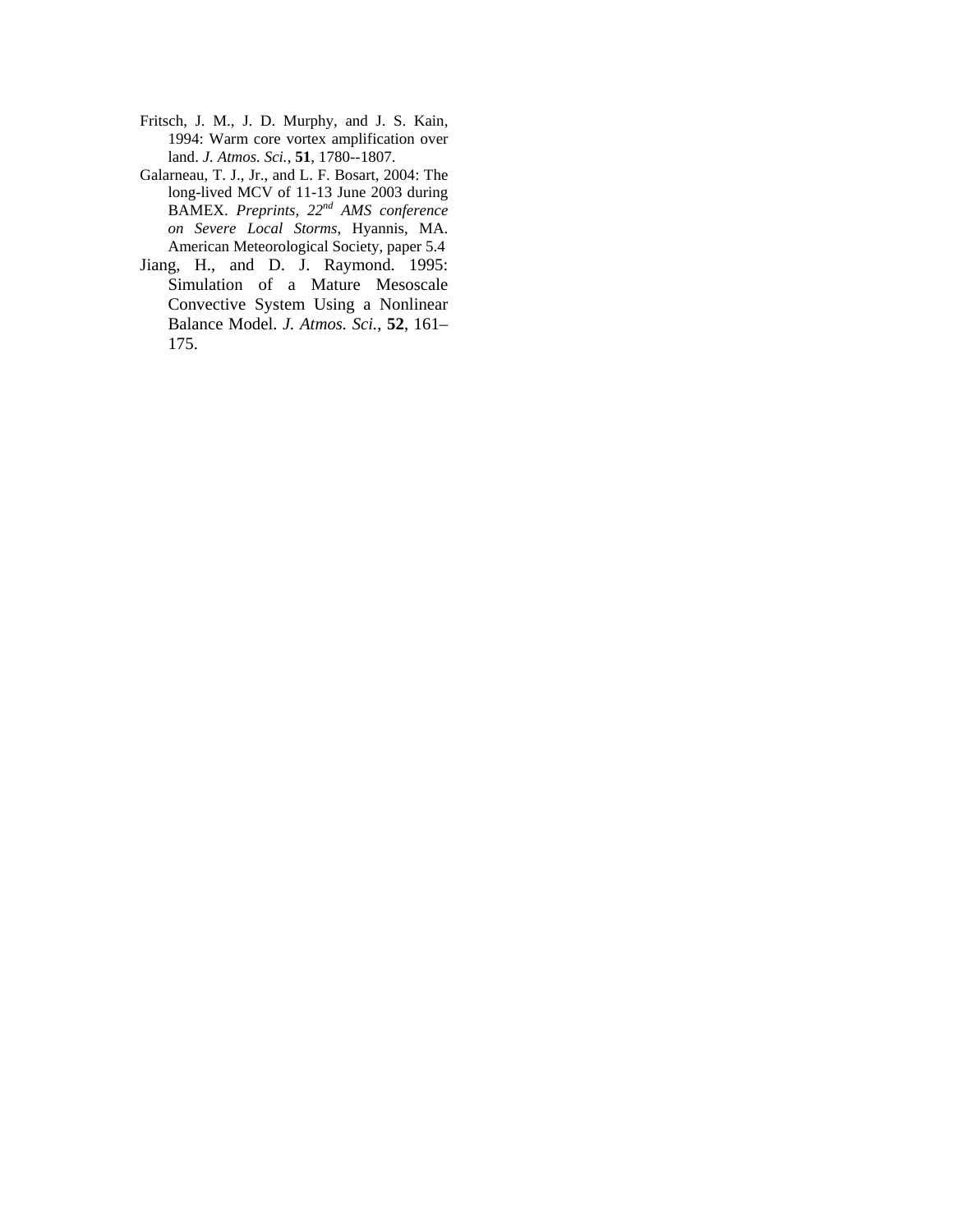Fritsch, J. M., J. D. Murphy, and J. S. Kain, 1994: Warm core vortex amplification over land. *J. Atmos. Sci.*, **51**, 1780--1807.

Galarneau, T. J., Jr., and L. F. Bosart, 2004: The long-lived MCV of 11-13 June 2003 during BAMEX. *Preprints, 22nd AMS conference on Severe Local Storms*, Hyannis, MA. American Meteorological Society, paper 5.4

Jiang, H., and D. J. Raymond. 1995: Simulation of a Mature Mesoscale Convective System Using a Nonlinear Balance Model. *J. Atmos. Sci.*, **52**, 161–175.